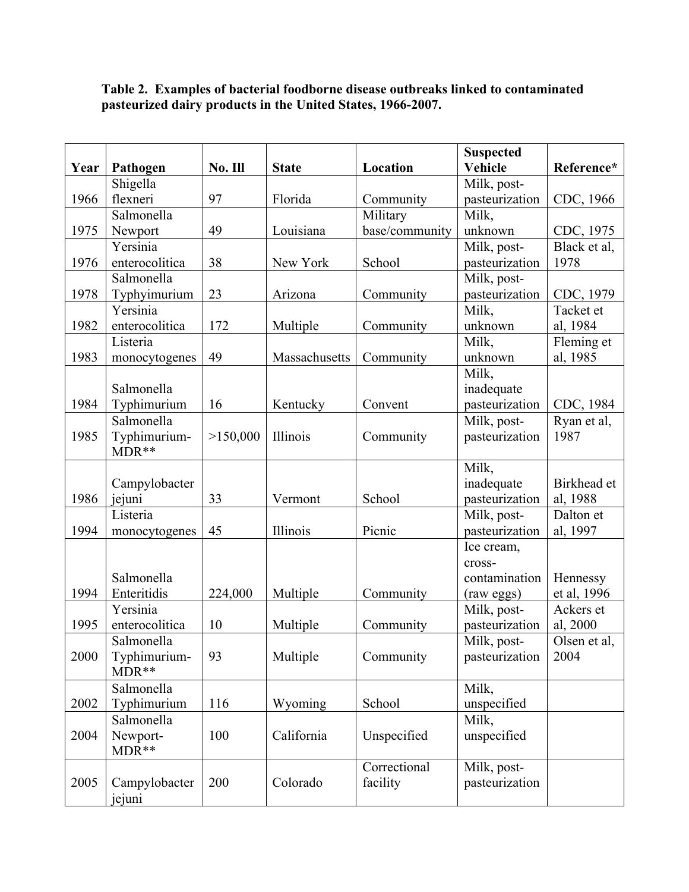**Table 2. Examples of bacterial foodborne disease outbreaks linked to contaminated pasteurized dairy products in the United States, 1966-2007.**

| Year | Pathogen | No. Ill | State | Location | Suspected Vehicle | Reference* |
|---|---|---|---|---|---|---|
| 1966 | Shigella flexneri | 97 | Florida | Community | Milk, post-pasteurization | CDC, 1966 |
| 1975 | Salmonella Newport | 49 | Louisiana | Military base/community | Milk, unknown | CDC, 1975 |
| 1976 | Yersinia enterocolitica | 38 | New York | School | Milk, post-pasteurization | Black et al, 1978 |
| 1978 | Salmonella Typhyimurium | 23 | Arizona | Community | Milk, post-pasteurization | CDC, 1979 |
| 1982 | Yersinia enterocolitica | 172 | Multiple | Community | Milk, unknown | Tacket et al, 1984 |
| 1983 | Listeria monocytogenes | 49 | Massachusetts | Community | Milk, unknown | Fleming et al, 1985 |
| 1984 | Salmonella Typhimurium | 16 | Kentucky | Convent | Milk, inadequate pasteurization | CDC, 1984 |
| 1985 | Salmonella Typhimurium-MDR** | >150,000 | Illinois | Community | Milk, post-pasteurization | Ryan et al, 1987 |
| 1986 | Campylobacter jejuni | 33 | Vermont | School | Milk, inadequate pasteurization | Birkhead et al, 1988 |
| 1994 | Listeria monocytogenes | 45 | Illinois | Picnic | Milk, post-pasteurization | Dalton et al, 1997 |
| 1994 | Salmonella Enteritidis | 224,000 | Multiple | Community | Ice cream, cross-contamination (raw eggs) | Hennessy et al, 1996 |
| 1995 | Yersinia enterocolitica | 10 | Multiple | Community | Milk, post-pasteurization | Ackers et al, 2000 |
| 2000 | Salmonella Typhimurium-MDR** | 93 | Multiple | Community | Milk, post-pasteurization | Olsen et al, 2004 |
| 2002 | Salmonella Typhimurium | 116 | Wyoming | School | Milk, unspecified | |
| 2004 | Salmonella Newport-MDR** | 100 | California | Unspecified | Milk, unspecified | |
| 2005 | Campylobacter jejuni | 200 | Colorado | Correctional facility | Milk, post-pasteurization | |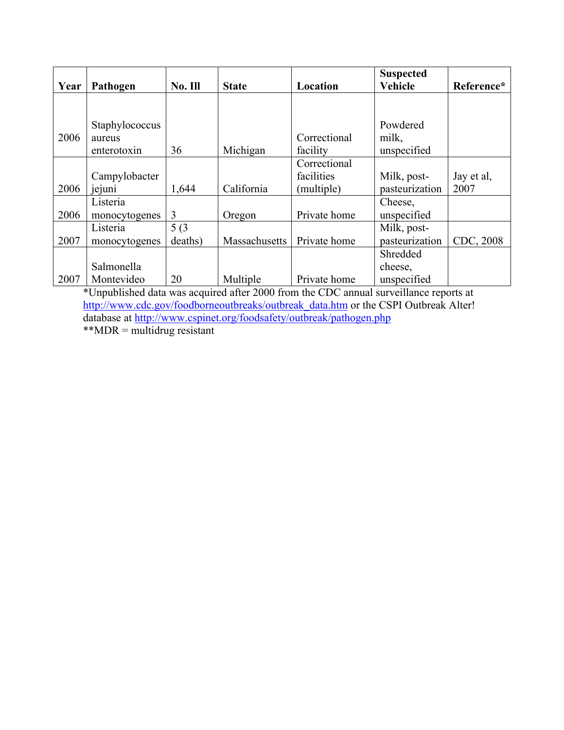| Year | Pathogen | No. Ill | State | Location | Suspected Vehicle | Reference* |
|---|---|---|---|---|---|---|
| 2006 | Staphylococcus aureus enterotoxin | 36 | Michigan | Correctional facility | Powdered milk, unspecified | |
| 2006 | Campylobacter jejuni | 1,644 | California | Correctional facilities (multiple) | Milk, post-pasteurization | Jay et al, 2007 |
| 2006 | Listeria monocytogenes | 3 | Oregon | Private home | Cheese, unspecified | |
| 2007 | Listeria monocytogenes | 5 (3 deaths) | Massachusetts | Private home | Milk, post-pasteurization | CDC, 2008 |
| 2007 | Salmonella Montevideo | 20 | Multiple | Private home | Shredded cheese, unspecified | |

*Unpublished data was acquired after 2000 from the CDC annual surveillance reports at http://www.cdc.gov/foodborneoutbreaks/outbreak_data.htm or the CSPI Outbreak Alter! database at http://www.cspinet.org/foodsafety/outbreak/pathogen.php

**MDR = multidrug resistant